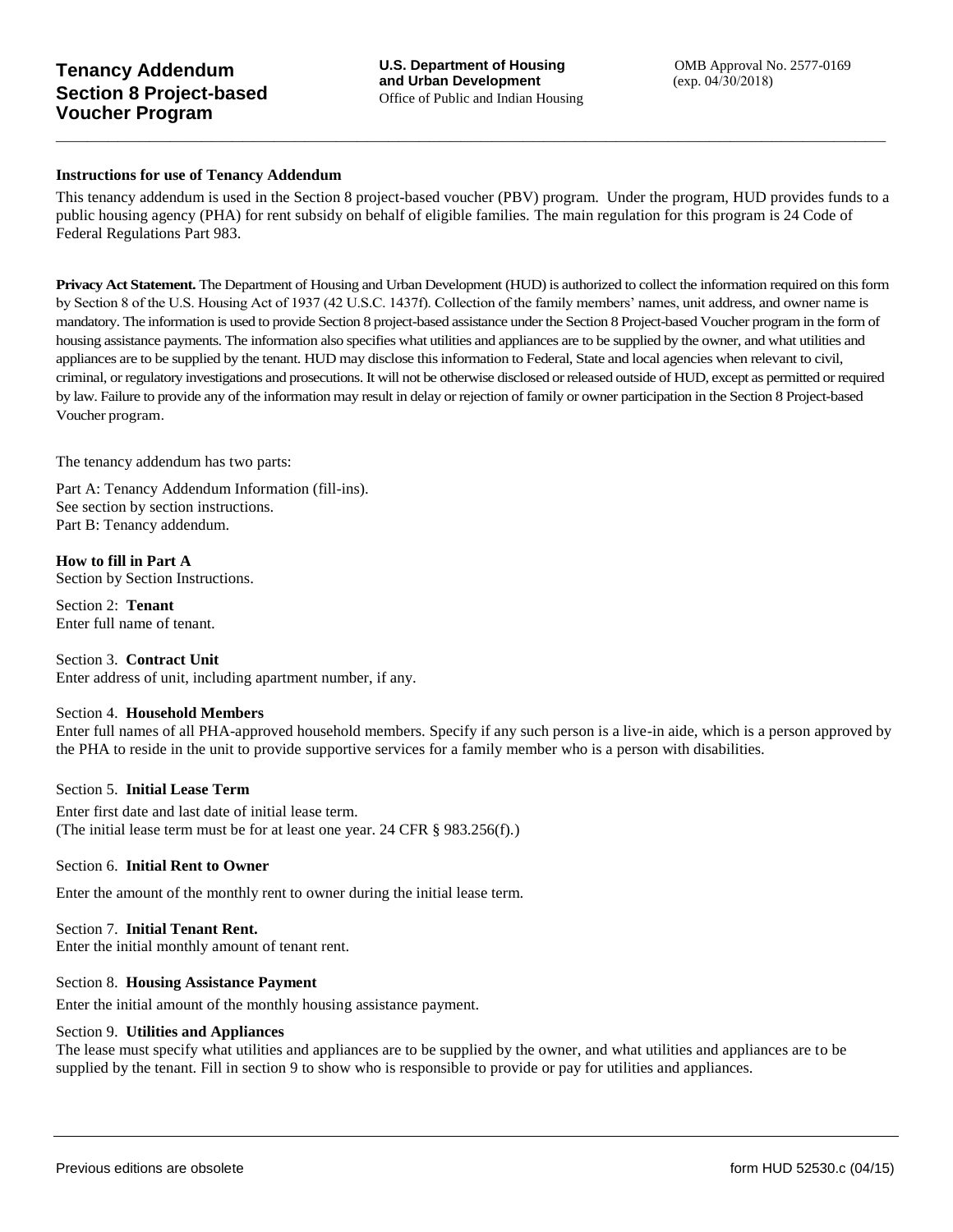# Tenancy Addendum Section 8 Project-based Voucher Program

**U.S. Department of Housing and Urban Development**
Office of Public and Indian Housing

OMB Approval No. 2577-0169 (exp. 04/30/2018)

**Instructions for use of Tenancy Addendum**

This tenancy addendum is used in the Section 8 project-based voucher (PBV) program. Under the program, HUD provides funds to a public housing agency (PHA) for rent subsidy on behalf of eligible families. The main regulation for this program is 24 Code of Federal Regulations Part 983.

**Privacy Act Statement.** The Department of Housing and Urban Development (HUD) is authorized to collect the information required on this form by Section 8 of the U.S. Housing Act of 1937 (42 U.S.C. 1437f). Collection of the family members' names, unit address, and owner name is mandatory. The information is used to provide Section 8 project-based assistance under the Section 8 Project-based Voucher program in the form of housing assistance payments. The information also specifies what utilities and appliances are to be supplied by the owner, and what utilities and appliances are to be supplied by the tenant. HUD may disclose this information to Federal, State and local agencies when relevant to civil, criminal, or regulatory investigations and prosecutions. It will not be otherwise disclosed or released outside of HUD, except as permitted or required by law. Failure to provide any of the information may result in delay or rejection of family or owner participation in the Section 8 Project-based Voucher program.

The tenancy addendum has two parts:

Part A: Tenancy Addendum Information (fill-ins).
See section by section instructions.
Part B: Tenancy addendum.

**How to fill in Part A**
Section by Section Instructions.

Section 2: **Tenant**
Enter full name of tenant.

Section 3. **Contract Unit**
Enter address of unit, including apartment number, if any.

Section 4. **Household Members**
Enter full names of all PHA-approved household members. Specify if any such person is a live-in aide, which is a person approved by the PHA to reside in the unit to provide supportive services for a family member who is a person with disabilities.

Section 5. **Initial Lease Term**

Enter first date and last date of initial lease term.
(The initial lease term must be for at least one year. 24 CFR § 983.256(f).)

Section 6. **Initial Rent to Owner**

Enter the amount of the monthly rent to owner during the initial lease term.

Section 7. **Initial Tenant Rent.**
Enter the initial monthly amount of tenant rent.

Section 8. **Housing Assistance Payment**

Enter the initial amount of the monthly housing assistance payment.

Section 9. **Utilities and Appliances**
The lease must specify what utilities and appliances are to be supplied by the owner, and what utilities and appliances are to be supplied by the tenant. Fill in section 9 to show who is responsible to provide or pay for utilities and appliances.

Previous editions are obsolete

form HUD 52530.c (04/15)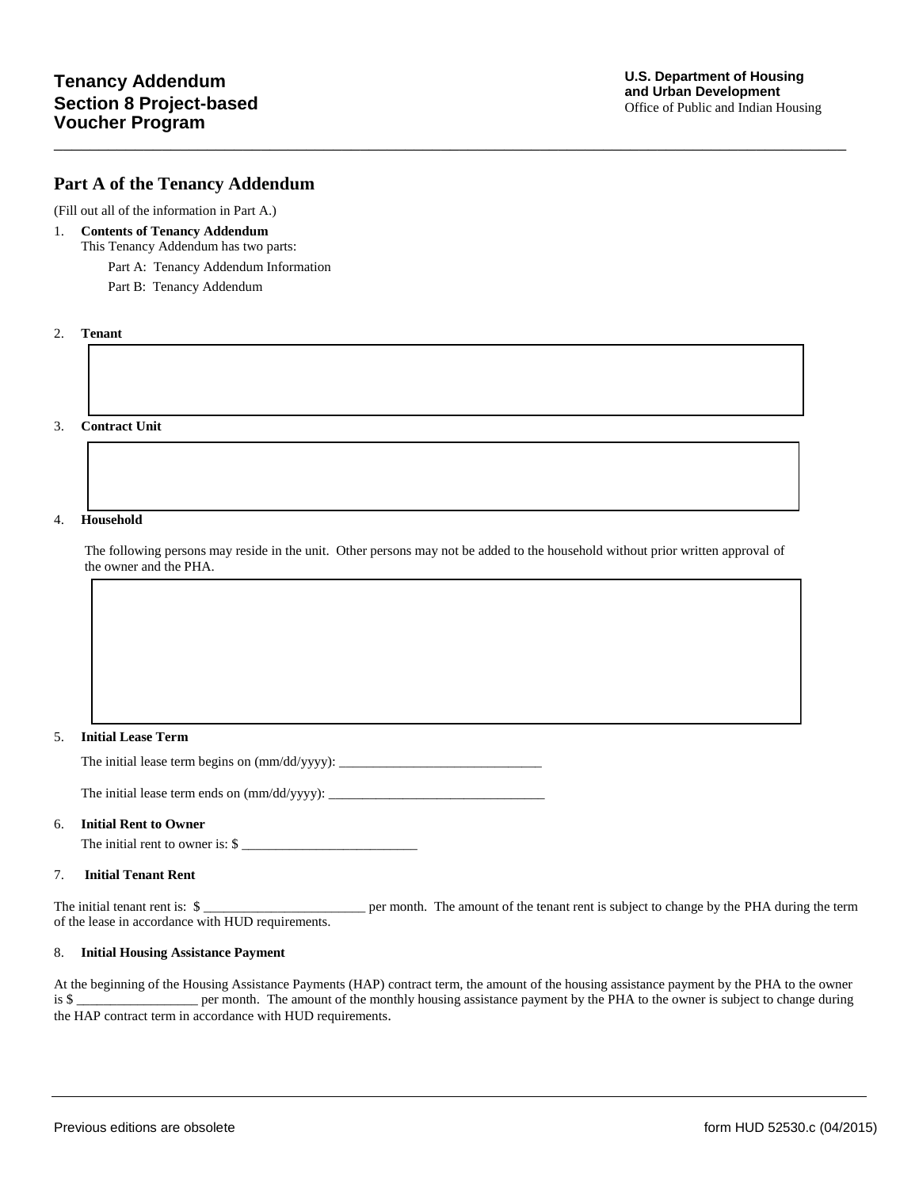# Tenancy Addendum
# Section 8 Project-based Voucher Program

**U.S. Department of Housing and Urban Development**
Office of Public and Indian Housing

## Part A of the Tenancy Addendum

(Fill out all of the information in Part A.)

1. **Contents of Tenancy Addendum**
   This Tenancy Addendum has two parts:

   Part A: Tenancy Addendum Information

   Part B: Tenancy Addendum

2. **Tenant**

3. **Contract Unit**

4. **Household**

   The following persons may reside in the unit. Other persons may not be added to the household without prior written approval of the owner and the PHA.

5. **Initial Lease Term**

   The initial lease term begins on (mm/dd/yyyy): ______________________________

   The initial lease term ends on (mm/dd/yyyy): ________________________________

6. **Initial Rent to Owner**

   The initial rent to owner is: $ _________________________

7. **Initial Tenant Rent**

The initial tenant rent is: $ ________________________ per month. The amount of the tenant rent is subject to change by the PHA during the term of the lease in accordance with HUD requirements.

8. **Initial Housing Assistance Payment**

At the beginning of the Housing Assistance Payments (HAP) contract term, the amount of the housing assistance payment by the PHA to the owner is $ __________________ per month. The amount of the monthly housing assistance payment by the PHA to the owner is subject to change during the HAP contract term in accordance with HUD requirements.

Previous editions are obsolete

form HUD 52530.c (04/2015)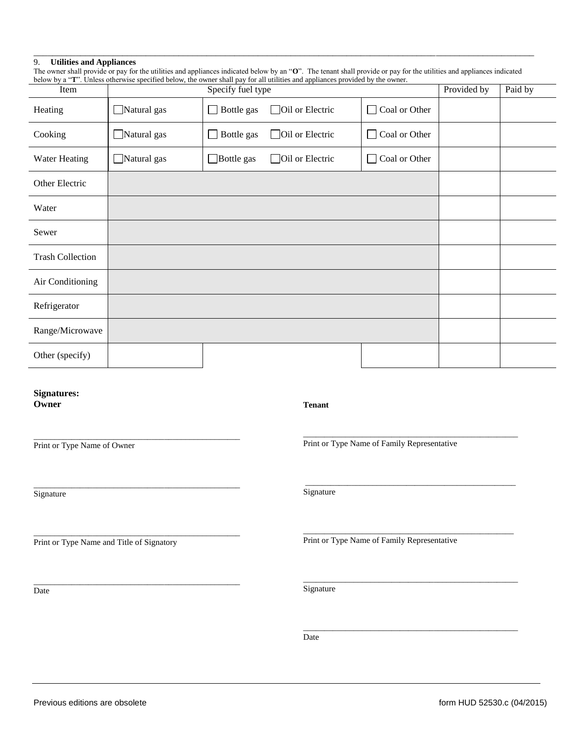## 9. Utilities and Appliances

The owner shall provide or pay for the utilities and appliances indicated below by an "**O**". The tenant shall provide or pay for the utilities and appliances indicated below by a "**T**". Unless otherwise specified below, the owner shall pay for all utilities and appliances provided by the owner.

| Item | Specify fuel type | | | | Provided by | Paid by |
|---|---|---|---|---|---|---|
| Heating | ☐ Natural gas | ☐ Bottle gas | ☐ Oil or Electric | ☐ Coal or Other | | |
| Cooking | ☐ Natural gas | ☐ Bottle gas | ☐ Oil or Electric | ☐ Coal or Other | | |
| Water Heating | ☐ Natural gas | ☐ Bottle gas | ☐ Oil or Electric | ☐ Coal or Other | | |
| Other Electric | | | | | | |
| Water | | | | | | |
| Sewer | | | | | | |
| Trash Collection | | | | | | |
| Air Conditioning | | | | | | |
| Refrigerator | | | | | | |
| Range/Microwave | | | | | | |
| Other (specify) | | | | | | |

**Signatures:**

**Owner**

\_\_\_\_\_\_\_\_\_\_\_\_\_\_\_\_\_\_\_\_\_\_\_\_\_\_\_\_\_\_\_\_\_\_\_\_\_\_\_\_
Print or Type Name of Owner

\_\_\_\_\_\_\_\_\_\_\_\_\_\_\_\_\_\_\_\_\_\_\_\_\_\_\_\_\_\_\_\_\_\_\_\_\_\_\_\_
Signature

\_\_\_\_\_\_\_\_\_\_\_\_\_\_\_\_\_\_\_\_\_\_\_\_\_\_\_\_\_\_\_\_\_\_\_\_\_\_\_\_
Print or Type Name and Title of Signatory

\_\_\_\_\_\_\_\_\_\_\_\_\_\_\_\_\_\_\_\_\_\_\_\_\_\_\_\_\_\_\_\_\_\_\_\_\_\_\_\_
Date

**Tenant**

\_\_\_\_\_\_\_\_\_\_\_\_\_\_\_\_\_\_\_\_\_\_\_\_\_\_\_\_\_\_\_\_\_\_\_\_\_\_\_\_
Print or Type Name of Family Representative

\_\_\_\_\_\_\_\_\_\_\_\_\_\_\_\_\_\_\_\_\_\_\_\_\_\_\_\_\_\_\_\_\_\_\_\_\_\_\_\_
Signature

\_\_\_\_\_\_\_\_\_\_\_\_\_\_\_\_\_\_\_\_\_\_\_\_\_\_\_\_\_\_\_\_\_\_\_\_\_\_\_\_
Print or Type Name of Family Representative

\_\_\_\_\_\_\_\_\_\_\_\_\_\_\_\_\_\_\_\_\_\_\_\_\_\_\_\_\_\_\_\_\_\_\_\_\_\_\_\_
Signature

\_\_\_\_\_\_\_\_\_\_\_\_\_\_\_\_\_\_\_\_\_\_\_\_\_\_\_\_\_\_\_\_\_\_\_\_\_\_\_\_
Date

Previous editions are obsolete — form HUD 52530.c (04/2015)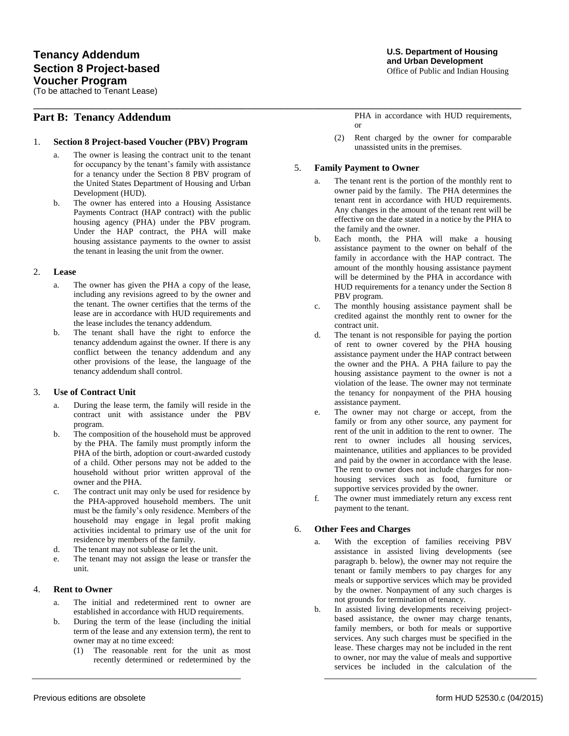# Tenancy Addendum
# Section 8 Project-based Voucher Program

(To be attached to Tenant Lease)

**U.S. Department of Housing and Urban Development**
Office of Public and Indian Housing

## Part B: Tenancy Addendum

### 1. Section 8 Project-based Voucher (PBV) Program

a. The owner is leasing the contract unit to the tenant for occupancy by the tenant's family with assistance for a tenancy under the Section 8 PBV program of the United States Department of Housing and Urban Development (HUD).

b. The owner has entered into a Housing Assistance Payments Contract (HAP contract) with the public housing agency (PHA) under the PBV program. Under the HAP contract, the PHA will make housing assistance payments to the owner to assist the tenant in leasing the unit from the owner.

### 2. Lease

a. The owner has given the PHA a copy of the lease, including any revisions agreed to by the owner and the tenant. The owner certifies that the terms of the lease are in accordance with HUD requirements and the lease includes the tenancy addendum.

b. The tenant shall have the right to enforce the tenancy addendum against the owner. If there is any conflict between the tenancy addendum and any other provisions of the lease, the language of the tenancy addendum shall control.

### 3. Use of Contract Unit

a. During the lease term, the family will reside in the contract unit with assistance under the PBV program.

b. The composition of the household must be approved by the PHA. The family must promptly inform the PHA of the birth, adoption or court-awarded custody of a child. Other persons may not be added to the household without prior written approval of the owner and the PHA.

c. The contract unit may only be used for residence by the PHA-approved household members. The unit must be the family's only residence. Members of the household may engage in legal profit making activities incidental to primary use of the unit for residence by members of the family.

d. The tenant may not sublease or let the unit.

e. The tenant may not assign the lease or transfer the unit.

### 4. Rent to Owner

a. The initial and redetermined rent to owner are established in accordance with HUD requirements.

b. During the term of the lease (including the initial term of the lease and any extension term), the rent to owner may at no time exceed:

(1) The reasonable rent for the unit as most recently determined or redetermined by the PHA in accordance with HUD requirements, or

(2) Rent charged by the owner for comparable unassisted units in the premises.

### 5. Family Payment to Owner

a. The tenant rent is the portion of the monthly rent to owner paid by the family. The PHA determines the tenant rent in accordance with HUD requirements. Any changes in the amount of the tenant rent will be effective on the date stated in a notice by the PHA to the family and the owner.

b. Each month, the PHA will make a housing assistance payment to the owner on behalf of the family in accordance with the HAP contract. The amount of the monthly housing assistance payment will be determined by the PHA in accordance with HUD requirements for a tenancy under the Section 8 PBV program.

c. The monthly housing assistance payment shall be credited against the monthly rent to owner for the contract unit.

d. The tenant is not responsible for paying the portion of rent to owner covered by the PHA housing assistance payment under the HAP contract between the owner and the PHA. A PHA failure to pay the housing assistance payment to the owner is not a violation of the lease. The owner may not terminate the tenancy for nonpayment of the PHA housing assistance payment.

e. The owner may not charge or accept, from the family or from any other source, any payment for rent of the unit in addition to the rent to owner. The rent to owner includes all housing services, maintenance, utilities and appliances to be provided and paid by the owner in accordance with the lease. The rent to owner does not include charges for non-housing services such as food, furniture or supportive services provided by the owner.

f. The owner must immediately return any excess rent payment to the tenant.

### 6. Other Fees and Charges

a. With the exception of families receiving PBV assistance in assisted living developments (see paragraph b. below), the owner may not require the tenant or family members to pay charges for any meals or supportive services which may be provided by the owner. Nonpayment of any such charges is not grounds for termination of tenancy.

b. In assisted living developments receiving project-based assistance, the owner may charge tenants, family members, or both for meals or supportive services. Any such charges must be specified in the lease. These charges may not be included in the rent to owner, nor may the value of meals and supportive services be included in the calculation of the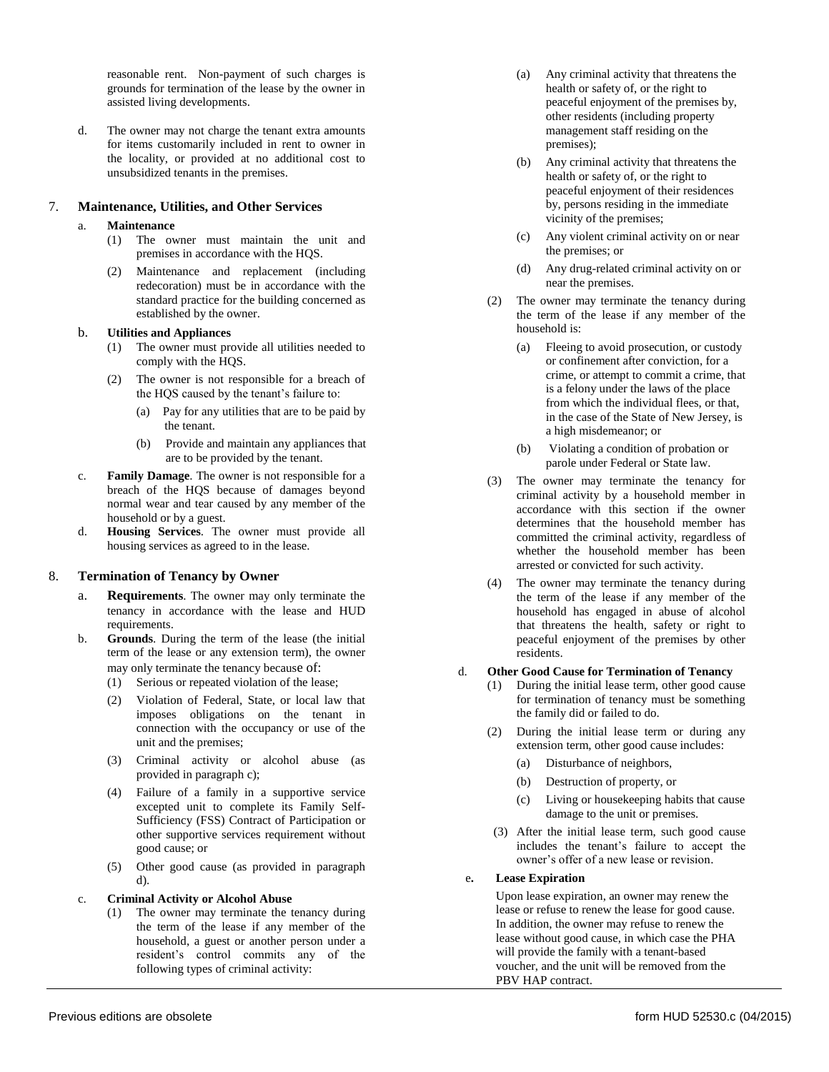reasonable rent. Non-payment of such charges is grounds for termination of the lease by the owner in assisted living developments.

d. The owner may not charge the tenant extra amounts for items customarily included in rent to owner in the locality, or provided at no additional cost to unsubsidized tenants in the premises.

## 7. Maintenance, Utilities, and Other Services

a. **Maintenance**

(1) The owner must maintain the unit and premises in accordance with the HQS.

(2) Maintenance and replacement (including redecoration) must be in accordance with the standard practice for the building concerned as established by the owner.

b. **Utilities and Appliances**

(1) The owner must provide all utilities needed to comply with the HQS.

(2) The owner is not responsible for a breach of the HQS caused by the tenant's failure to:

(a) Pay for any utilities that are to be paid by the tenant.

(b) Provide and maintain any appliances that are to be provided by the tenant.

c. **Family Damage**. The owner is not responsible for a breach of the HQS because of damages beyond normal wear and tear caused by any member of the household or by a guest.

d. **Housing Services**. The owner must provide all housing services as agreed to in the lease.

## 8. Termination of Tenancy by Owner

a. **Requirements**. The owner may only terminate the tenancy in accordance with the lease and HUD requirements.

b. **Grounds**. During the term of the lease (the initial term of the lease or any extension term), the owner may only terminate the tenancy because of:

(1) Serious or repeated violation of the lease;

(2) Violation of Federal, State, or local law that imposes obligations on the tenant in connection with the occupancy or use of the unit and the premises;

(3) Criminal activity or alcohol abuse (as provided in paragraph c);

(4) Failure of a family in a supportive service excepted unit to complete its Family Self-Sufficiency (FSS) Contract of Participation or other supportive services requirement without good cause; or

(5) Other good cause (as provided in paragraph d).

c. **Criminal Activity or Alcohol Abuse**

(1) The owner may terminate the tenancy during the term of the lease if any member of the household, a guest or another person under a resident's control commits any of the following types of criminal activity:

(a) Any criminal activity that threatens the health or safety of, or the right to peaceful enjoyment of the premises by, other residents (including property management staff residing on the premises);

(b) Any criminal activity that threatens the health or safety of, or the right to peaceful enjoyment of their residences by, persons residing in the immediate vicinity of the premises;

(c) Any violent criminal activity on or near the premises; or

(d) Any drug-related criminal activity on or near the premises.

(2) The owner may terminate the tenancy during the term of the lease if any member of the household is:

(a) Fleeing to avoid prosecution, or custody or confinement after conviction, for a crime, or attempt to commit a crime, that is a felony under the laws of the place from which the individual flees, or that, in the case of the State of New Jersey, is a high misdemeanor; or

(b) Violating a condition of probation or parole under Federal or State law.

(3) The owner may terminate the tenancy for criminal activity by a household member in accordance with this section if the owner determines that the household member has committed the criminal activity, regardless of whether the household member has been arrested or convicted for such activity.

(4) The owner may terminate the tenancy during the term of the lease if any member of the household has engaged in abuse of alcohol that threatens the health, safety or right to peaceful enjoyment of the premises by other residents.

d. **Other Good Cause for Termination of Tenancy**

(1) During the initial lease term, other good cause for termination of tenancy must be something the family did or failed to do.

(2) During the initial lease term or during any extension term, other good cause includes:

(a) Disturbance of neighbors,

(b) Destruction of property, or

(c) Living or housekeeping habits that cause damage to the unit or premises.

(3) After the initial lease term, such good cause includes the tenant's failure to accept the owner's offer of a new lease or revision.

e. **Lease Expiration**

Upon lease expiration, an owner may renew the lease or refuse to renew the lease for good cause. In addition, the owner may refuse to renew the lease without good cause, in which case the PHA will provide the family with a tenant-based voucher, and the unit will be removed from the PBV HAP contract.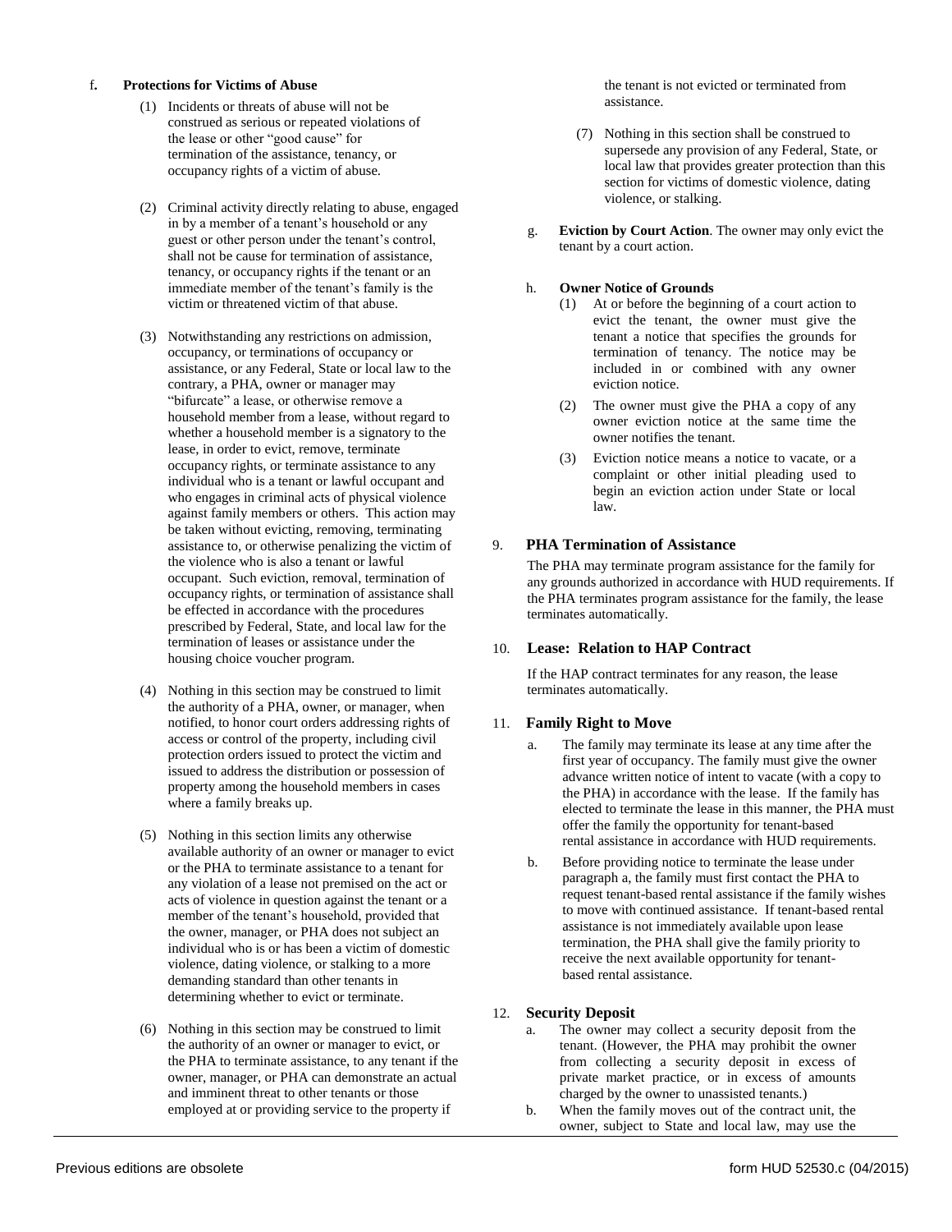f. **Protections for Victims of Abuse**

(1) Incidents or threats of abuse will not be construed as serious or repeated violations of the lease or other "good cause" for termination of the assistance, tenancy, or occupancy rights of a victim of abuse.

(2) Criminal activity directly relating to abuse, engaged in by a member of a tenant's household or any guest or other person under the tenant's control, shall not be cause for termination of assistance, tenancy, or occupancy rights if the tenant or an immediate member of the tenant's family is the victim or threatened victim of that abuse.

(3) Notwithstanding any restrictions on admission, occupancy, or terminations of occupancy or assistance, or any Federal, State or local law to the contrary, a PHA, owner or manager may "bifurcate" a lease, or otherwise remove a household member from a lease, without regard to whether a household member is a signatory to the lease, in order to evict, remove, terminate occupancy rights, or terminate assistance to any individual who is a tenant or lawful occupant and who engages in criminal acts of physical violence against family members or others. This action may be taken without evicting, removing, terminating assistance to, or otherwise penalizing the victim of the violence who is also a tenant or lawful occupant. Such eviction, removal, termination of occupancy rights, or termination of assistance shall be effected in accordance with the procedures prescribed by Federal, State, and local law for the termination of leases or assistance under the housing choice voucher program.

(4) Nothing in this section may be construed to limit the authority of a PHA, owner, or manager, when notified, to honor court orders addressing rights of access or control of the property, including civil protection orders issued to protect the victim and issued to address the distribution or possession of property among the household members in cases where a family breaks up.

(5) Nothing in this section limits any otherwise available authority of an owner or manager to evict or the PHA to terminate assistance to a tenant for any violation of a lease not premised on the act or acts of violence in question against the tenant or a member of the tenant's household, provided that the owner, manager, or PHA does not subject an individual who is or has been a victim of domestic violence, dating violence, or stalking to a more demanding standard than other tenants in determining whether to evict or terminate.

(6) Nothing in this section may be construed to limit the authority of an owner or manager to evict, or the PHA to terminate assistance, to any tenant if the owner, manager, or PHA can demonstrate an actual and imminent threat to other tenants or those employed at or providing service to the property if the tenant is not evicted or terminated from assistance.

(7) Nothing in this section shall be construed to supersede any provision of any Federal, State, or local law that provides greater protection than this section for victims of domestic violence, dating violence, or stalking.

g. **Eviction by Court Action**. The owner may only evict the tenant by a court action.

h. **Owner Notice of Grounds**

(1) At or before the beginning of a court action to evict the tenant, the owner must give the tenant a notice that specifies the grounds for termination of tenancy. The notice may be included in or combined with any owner eviction notice.

(2) The owner must give the PHA a copy of any owner eviction notice at the same time the owner notifies the tenant.

(3) Eviction notice means a notice to vacate, or a complaint or other initial pleading used to begin an eviction action under State or local law.

## 9. PHA Termination of Assistance

The PHA may terminate program assistance for the family for any grounds authorized in accordance with HUD requirements. If the PHA terminates program assistance for the family, the lease terminates automatically.

## 10. Lease: Relation to HAP Contract

If the HAP contract terminates for any reason, the lease terminates automatically.

## 11. Family Right to Move

a. The family may terminate its lease at any time after the first year of occupancy. The family must give the owner advance written notice of intent to vacate (with a copy to the PHA) in accordance with the lease. If the family has elected to terminate the lease in this manner, the PHA must offer the family the opportunity for tenant-based rental assistance in accordance with HUD requirements.

b. Before providing notice to terminate the lease under paragraph a, the family must first contact the PHA to request tenant-based rental assistance if the family wishes to move with continued assistance. If tenant-based rental assistance is not immediately available upon lease termination, the PHA shall give the family priority to receive the next available opportunity for tenant-based rental assistance.

## 12. Security Deposit

a. The owner may collect a security deposit from the tenant. (However, the PHA may prohibit the owner from collecting a security deposit in excess of private market practice, or in excess of amounts charged by the owner to unassisted tenants.)

b. When the family moves out of the contract unit, the owner, subject to State and local law, may use the

Previous editions are obsolete form HUD 52530.c (04/2015)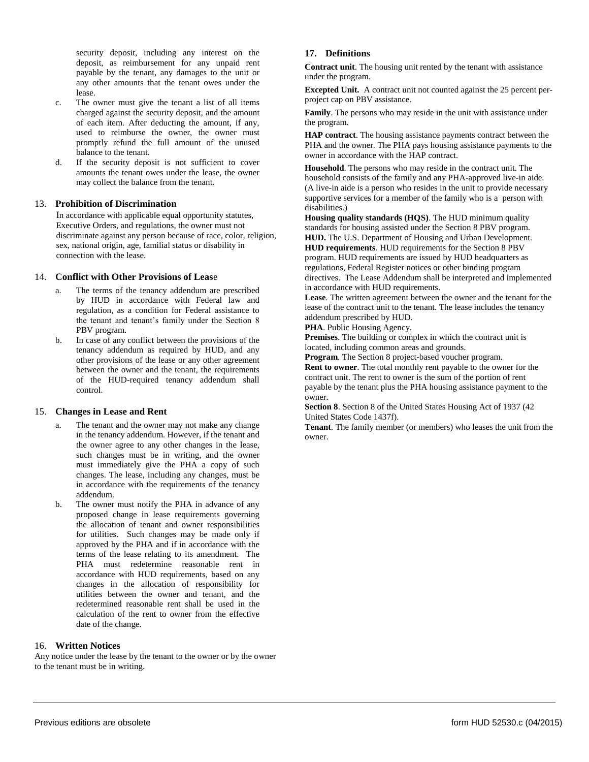security deposit, including any interest on the deposit, as reimbursement for any unpaid rent payable by the tenant, any damages to the unit or any other amounts that the tenant owes under the lease.

c. The owner must give the tenant a list of all items charged against the security deposit, and the amount of each item. After deducting the amount, if any, used to reimburse the owner, the owner must promptly refund the full amount of the unused balance to the tenant.

d. If the security deposit is not sufficient to cover amounts the tenant owes under the lease, the owner may collect the balance from the tenant.

### 13. Prohibition of Discrimination

In accordance with applicable equal opportunity statutes, Executive Orders, and regulations, the owner must not discriminate against any person because of race, color, religion, sex, national origin, age, familial status or disability in connection with the lease.

### 14. Conflict with Other Provisions of Lease

a. The terms of the tenancy addendum are prescribed by HUD in accordance with Federal law and regulation, as a condition for Federal assistance to the tenant and tenant's family under the Section 8 PBV program.

b. In case of any conflict between the provisions of the tenancy addendum as required by HUD, and any other provisions of the lease or any other agreement between the owner and the tenant, the requirements of the HUD-required tenancy addendum shall control.

### 15. Changes in Lease and Rent

a. The tenant and the owner may not make any change in the tenancy addendum. However, if the tenant and the owner agree to any other changes in the lease, such changes must be in writing, and the owner must immediately give the PHA a copy of such changes. The lease, including any changes, must be in accordance with the requirements of the tenancy addendum.

b. The owner must notify the PHA in advance of any proposed change in lease requirements governing the allocation of tenant and owner responsibilities for utilities. Such changes may be made only if approved by the PHA and if in accordance with the terms of the lease relating to its amendment. The PHA must redetermine reasonable rent in accordance with HUD requirements, based on any changes in the allocation of responsibility for utilities between the owner and tenant, and the redetermined reasonable rent shall be used in the calculation of the rent to owner from the effective date of the change.

### 16. Written Notices

Any notice under the lease by the tenant to the owner or by the owner to the tenant must be in writing.

### 17. Definitions

**Contract unit**. The housing unit rented by the tenant with assistance under the program.

**Excepted Unit.** A contract unit not counted against the 25 percent per-project cap on PBV assistance.

**Family**. The persons who may reside in the unit with assistance under the program.

**HAP contract**. The housing assistance payments contract between the PHA and the owner. The PHA pays housing assistance payments to the owner in accordance with the HAP contract.

**Household**. The persons who may reside in the contract unit. The household consists of the family and any PHA-approved live-in aide. (A live-in aide is a person who resides in the unit to provide necessary supportive services for a member of the family who is a person with disabilities.)

**Housing quality standards (HQS)**. The HUD minimum quality standards for housing assisted under the Section 8 PBV program.

**HUD.** The U.S. Department of Housing and Urban Development.

**HUD requirements**. HUD requirements for the Section 8 PBV program. HUD requirements are issued by HUD headquarters as regulations, Federal Register notices or other binding program directives. The Lease Addendum shall be interpreted and implemented in accordance with HUD requirements.

**Lease**. The written agreement between the owner and the tenant for the lease of the contract unit to the tenant. The lease includes the tenancy addendum prescribed by HUD.

**PHA**. Public Housing Agency.

**Premises**. The building or complex in which the contract unit is located, including common areas and grounds.

**Program**. The Section 8 project-based voucher program.

**Rent to owner**. The total monthly rent payable to the owner for the contract unit. The rent to owner is the sum of the portion of rent payable by the tenant plus the PHA housing assistance payment to the owner.

**Section 8**. Section 8 of the United States Housing Act of 1937 (42 United States Code 1437f).

**Tenant**. The family member (or members) who leases the unit from the owner.

Previous editions are obsolete form HUD 52530.c (04/2015)